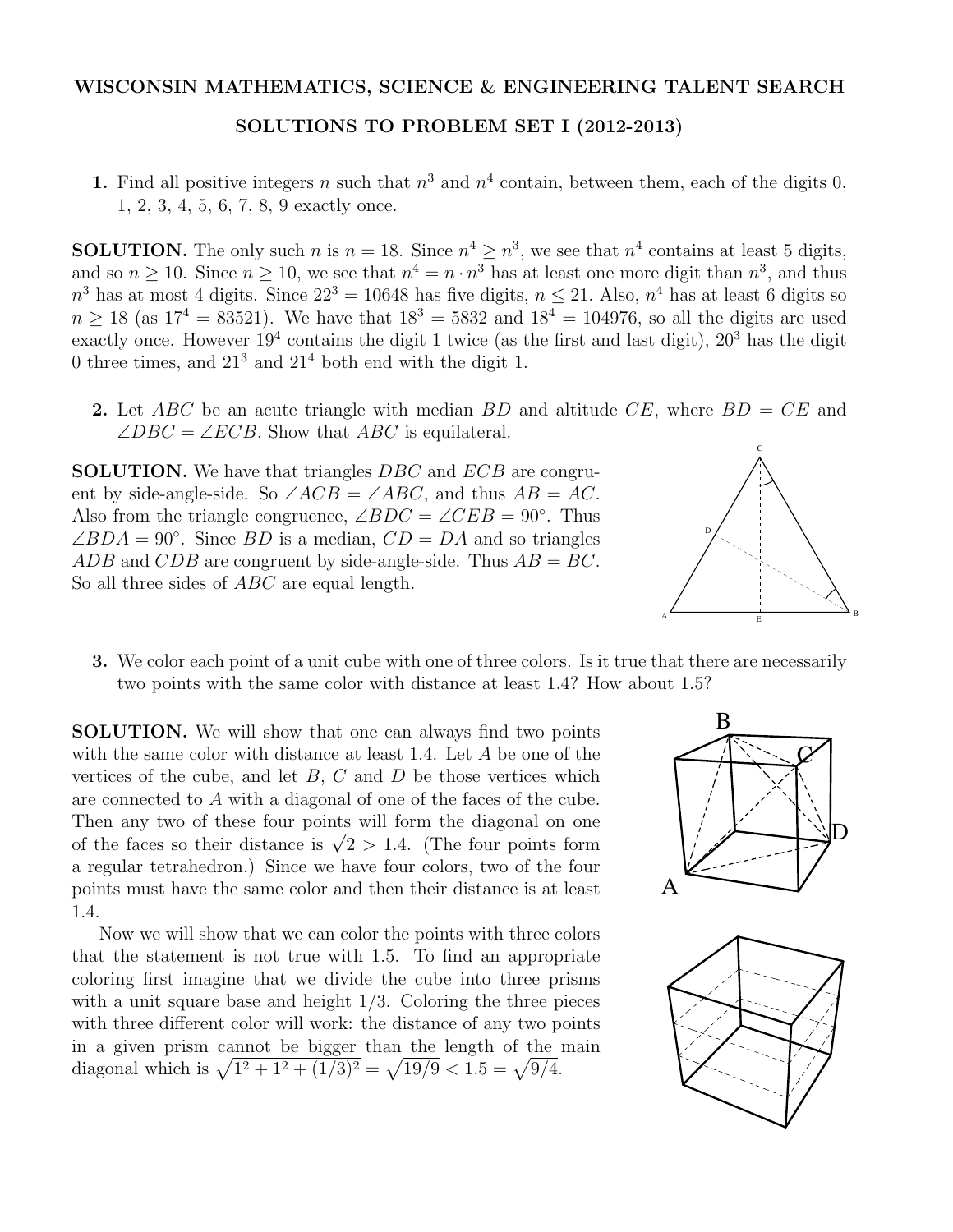**WISCONSIN MATHEMATICS, SCIENCE & ENGINEERING TALENT SEARCH**

**SOLUTIONS TO PROBLEM SET I (2012-2013)**

**1.** Find all positive integers $n$ such that $n^3$ and $n^4$ contain, between them, each of the digits 0, 1, 2, 3, 4, 5, 6, 7, 8, 9 exactly once.

**SOLUTION.** The only such $n$ is $n = 18$. Since $n^4 \geq n^3$, we see that $n^4$ contains at least 5 digits, and so $n \geq 10$. Since $n \geq 10$, we see that $n^4 = n \cdot n^3$ has at least one more digit than $n^3$, and thus $n^3$ has at most 4 digits. Since $22^3 = 10648$ has five digits, $n \leq 21$. Also, $n^4$ has at least 6 digits so $n \geq 18$ (as $17^4 = 83521$). We have that $18^3 = 5832$ and $18^4 = 104976$, so all the digits are used exactly once. However $19^4$ contains the digit 1 twice (as the first and last digit), $20^3$ has the digit 0 three times, and $21^3$ and $21^4$ both end with the digit 1.

**2.** Let $ABC$ be an acute triangle with median $BD$ and altitude $CE$, where $BD = CE$ and $\angle DBC = \angle ECB$. Show that $ABC$ is equilateral.

**SOLUTION.** We have that triangles $DBC$ and $ECB$ are congruent by side-angle-side. So $\angle ACB = \angle ABC$, and thus $AB = AC$. Also from the triangle congruence, $\angle BDC = \angle CEB = 90°$. Thus $\angle BDA = 90°$. Since $BD$ is a median, $CD = DA$ and so triangles $ADB$ and $CDB$ are congruent by side-angle-side. Thus $AB = BC$. So all three sides of $ABC$ are equal length.

**3.** We color each point of a unit cube with one of three colors. Is it true that there are necessarily two points with the same color with distance at least 1.4? How about 1.5?

**SOLUTION.** We will show that one can always find two points with the same color with distance at least 1.4. Let $A$ be one of the vertices of the cube, and let $B$, $C$ and $D$ be those vertices which are connected to $A$ with a diagonal of one of the faces of the cube. Then any two of these four points will form the diagonal on one of the faces so their distance is $\sqrt{2} > 1.4$. (The four points form a regular tetrahedron.) Since we have four colors, two of the four points must have the same color and then their distance is at least 1.4.

Now we will show that we can color the points with three colors that the statement is not true with 1.5. To find an appropriate coloring first imagine that we divide the cube into three prisms with a unit square base and height 1/3. Coloring the three pieces with three different color will work: the distance of any two points in a given prism cannot be bigger than the length of the main diagonal which is $\sqrt{1^2 + 1^2 + (1/3)^2} = \sqrt{19/9} < 1.5 = \sqrt{9/4}$.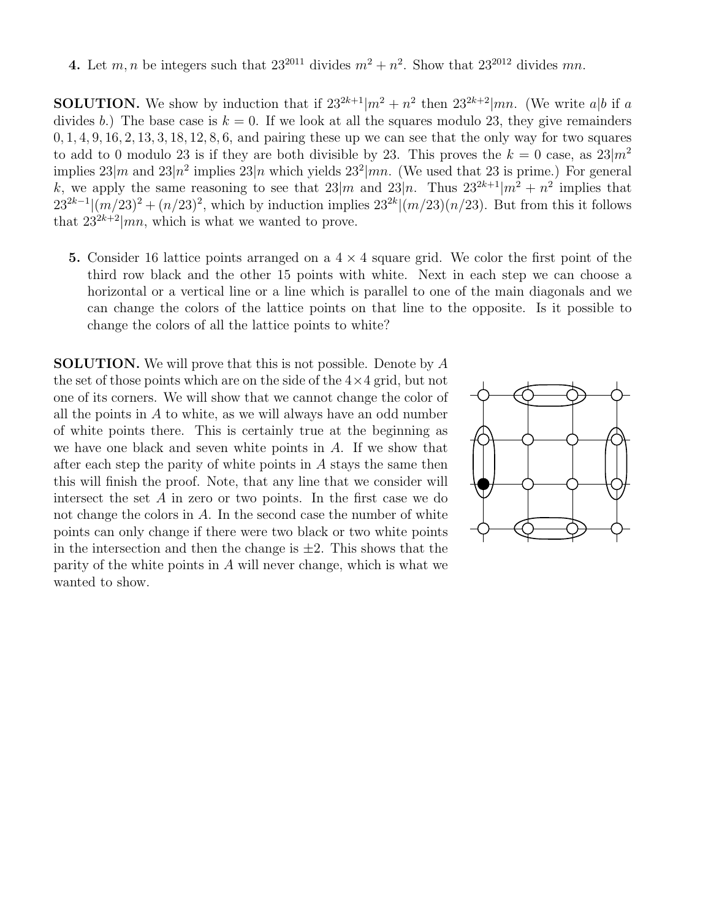**4.** Let $m, n$ be integers such that $23^{2011}$ divides $m^2 + n^2$. Show that $23^{2012}$ divides $mn$.

**SOLUTION.** We show by induction that if $23^{2k+1}|m^2 + n^2$ then $23^{2k+2}|mn$. (We write $a|b$ if $a$ divides $b$.) The base case is $k = 0$. If we look at all the squares modulo 23, they give remainders $0, 1, 4, 9, 16, 2, 13, 3, 18, 12, 8, 6$, and pairing these up we can see that the only way for two squares to add to 0 modulo 23 is if they are both divisible by 23. This proves the $k = 0$ case, as $23|m^2$ implies $23|m$ and $23|n^2$ implies $23|n$ which yields $23^2|mn$. (We used that 23 is prime.) For general $k$, we apply the same reasoning to see that $23|m$ and $23|n$. Thus $23^{2k+1}|m^2 + n^2$ implies that $23^{2k-1}|(m/23)^2 + (n/23)^2$, which by induction implies $23^{2k}|(m/23)(n/23)$. But from this it follows that $23^{2k+2}|mn$, which is what we wanted to prove.

**5.** Consider 16 lattice points arranged on a $4 \times 4$ square grid. We color the first point of the third row black and the other 15 points with white. Next in each step we can choose a horizontal or a vertical line or a line which is parallel to one of the main diagonals and we can change the colors of the lattice points on that line to the opposite. Is it possible to change the colors of all the lattice points to white?

**SOLUTION.** We will prove that this is not possible. Denote by $A$ the set of those points which are on the side of the $4 \times 4$ grid, but not one of its corners. We will show that we cannot change the color of all the points in $A$ to white, as we will always have an odd number of white points there. This is certainly true at the beginning as we have one black and seven white points in $A$. If we show that after each step the parity of white points in $A$ stays the same then this will finish the proof. Note, that any line that we consider will intersect the set $A$ in zero or two points. In the first case we do not change the colors in $A$. In the second case the number of white points can only change if there were two black or two white points in the intersection and then the change is $\pm 2$. This shows that the parity of the white points in $A$ will never change, which is what we wanted to show.